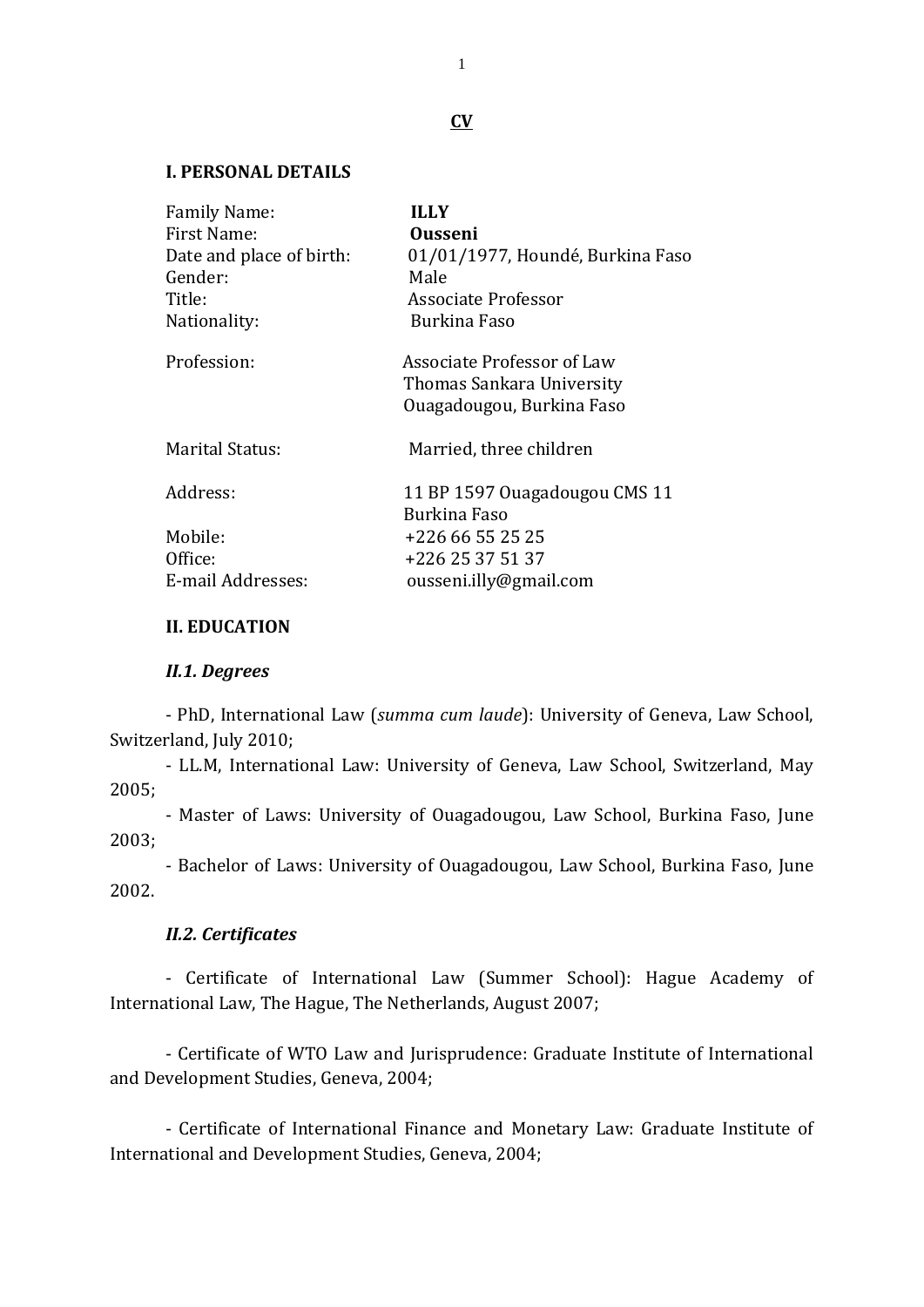# CV

## I. PERSONAL DETAILS

| | |
|---|---|
| Family Name: | **ILLY** |
| First Name: | **Ousseni** |
| Date and place of birth: | 01/01/1977, Houndé, Burkina Faso |
| Gender: | Male |
| Title: | Associate Professor |
| Nationality: | Burkina Faso |
| Profession: | Associate Professor of Law<br>Thomas Sankara University<br>Ouagadougou, Burkina Faso |
| Marital Status: | Married, three children |
| Address: | 11 BP 1597 Ouagadougou CMS 11<br>Burkina Faso |
| Mobile: | +226 66 55 25 25 |
| Office: | +226 25 37 51 37 |
| E-mail Addresses: | ousseni.illy@gmail.com |

## II. EDUCATION

### *II.1. Degrees*

- PhD, International Law (*summa cum laude*): University of Geneva, Law School, Switzerland, July 2010;
- LL.M, International Law: University of Geneva, Law School, Switzerland, May 2005;
- Master of Laws: University of Ouagadougou, Law School, Burkina Faso, June 2003;
- Bachelor of Laws: University of Ouagadougou, Law School, Burkina Faso, June 2002.

### *II.2. Certificates*

- Certificate of International Law (Summer School): Hague Academy of International Law, The Hague, The Netherlands, August 2007;

- Certificate of WTO Law and Jurisprudence: Graduate Institute of International and Development Studies, Geneva, 2004;

- Certificate of International Finance and Monetary Law: Graduate Institute of International and Development Studies, Geneva, 2004;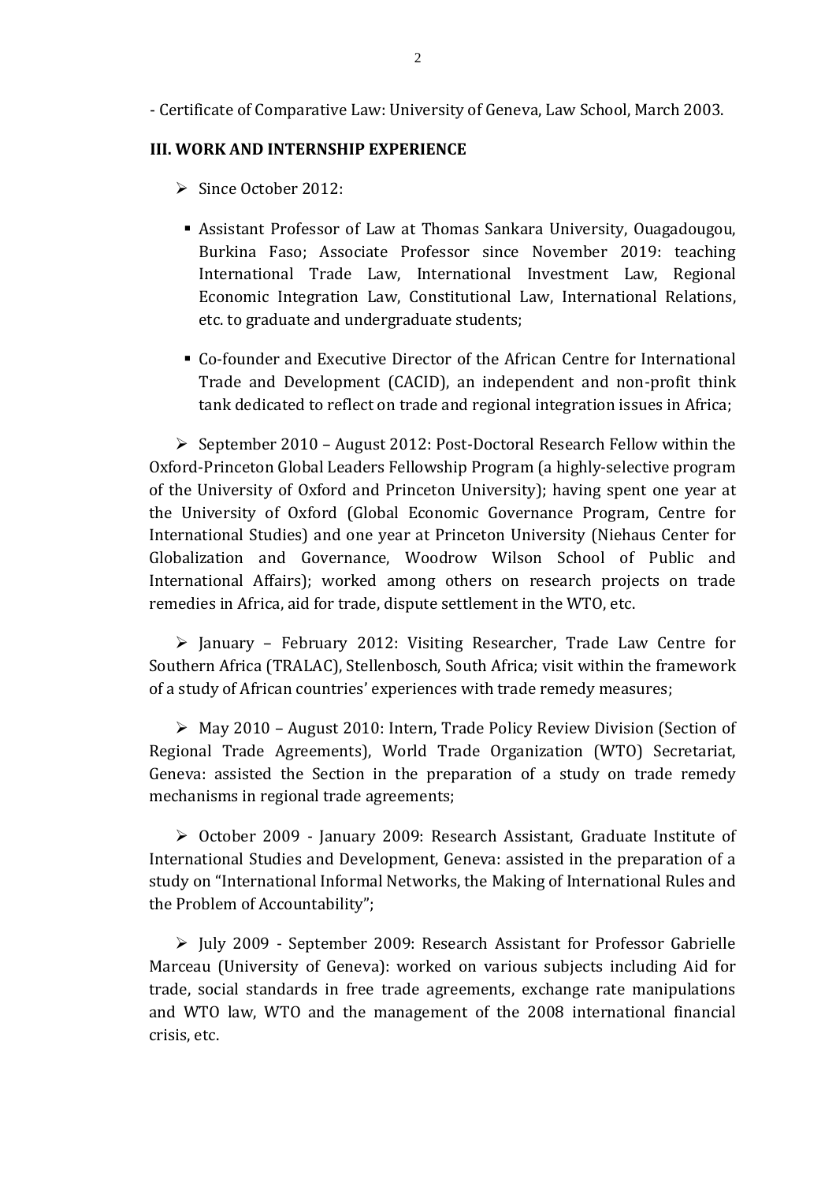- Certificate of Comparative Law: University of Geneva, Law School, March 2003.

### III. WORK AND INTERNSHIP EXPERIENCE

- Since October 2012:
  - Assistant Professor of Law at Thomas Sankara University, Ouagadougou, Burkina Faso; Associate Professor since November 2019: teaching International Trade Law, International Investment Law, Regional Economic Integration Law, Constitutional Law, International Relations, etc. to graduate and undergraduate students;
  - Co-founder and Executive Director of the African Centre for International Trade and Development (CACID), an independent and non-profit think tank dedicated to reflect on trade and regional integration issues in Africa;

- September 2010 – August 2012: Post-Doctoral Research Fellow within the Oxford-Princeton Global Leaders Fellowship Program (a highly-selective program of the University of Oxford and Princeton University); having spent one year at the University of Oxford (Global Economic Governance Program, Centre for International Studies) and one year at Princeton University (Niehaus Center for Globalization and Governance, Woodrow Wilson School of Public and International Affairs); worked among others on research projects on trade remedies in Africa, aid for trade, dispute settlement in the WTO, etc.

- January – February 2012: Visiting Researcher, Trade Law Centre for Southern Africa (TRALAC), Stellenbosch, South Africa; visit within the framework of a study of African countries' experiences with trade remedy measures;

- May 2010 – August 2010: Intern, Trade Policy Review Division (Section of Regional Trade Agreements), World Trade Organization (WTO) Secretariat, Geneva: assisted the Section in the preparation of a study on trade remedy mechanisms in regional trade agreements;

- October 2009 - January 2009: Research Assistant, Graduate Institute of International Studies and Development, Geneva: assisted in the preparation of a study on "International Informal Networks, the Making of International Rules and the Problem of Accountability";

- July 2009 - September 2009: Research Assistant for Professor Gabrielle Marceau (University of Geneva): worked on various subjects including Aid for trade, social standards in free trade agreements, exchange rate manipulations and WTO law, WTO and the management of the 2008 international financial crisis, etc.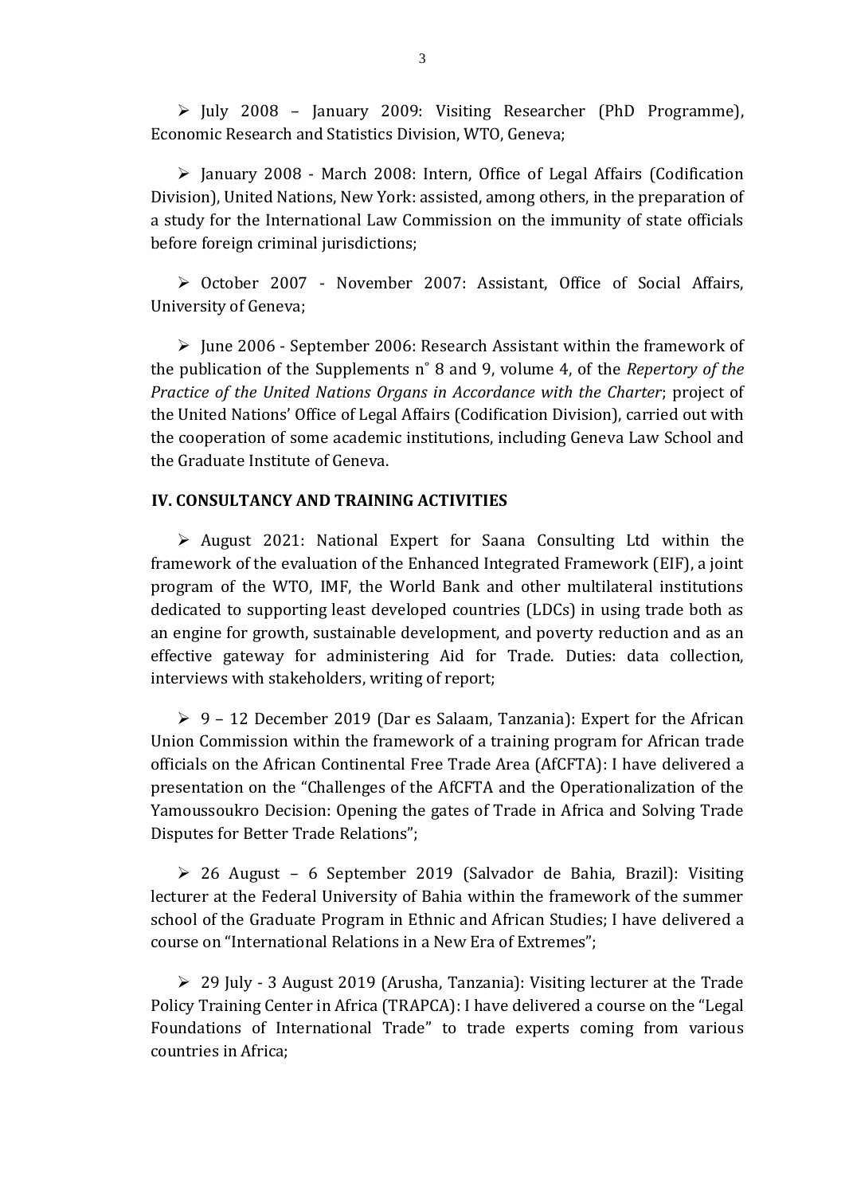- July 2008 – January 2009: Visiting Researcher (PhD Programme), Economic Research and Statistics Division, WTO, Geneva;

- January 2008 - March 2008: Intern, Office of Legal Affairs (Codification Division), United Nations, New York: assisted, among others, in the preparation of a study for the International Law Commission on the immunity of state officials before foreign criminal jurisdictions;

- October 2007 - November 2007: Assistant, Office of Social Affairs, University of Geneva;

- June 2006 - September 2006: Research Assistant within the framework of the publication of the Supplements n° 8 and 9, volume 4, of the *Repertory of the Practice of the United Nations Organs in Accordance with the Charter*; project of the United Nations' Office of Legal Affairs (Codification Division), carried out with the cooperation of some academic institutions, including Geneva Law School and the Graduate Institute of Geneva.

## IV. CONSULTANCY AND TRAINING ACTIVITIES

- August 2021: National Expert for Saana Consulting Ltd within the framework of the evaluation of the Enhanced Integrated Framework (EIF), a joint program of the WTO, IMF, the World Bank and other multilateral institutions dedicated to supporting least developed countries (LDCs) in using trade both as an engine for growth, sustainable development, and poverty reduction and as an effective gateway for administering Aid for Trade. Duties: data collection, interviews with stakeholders, writing of report;

- 9 – 12 December 2019 (Dar es Salaam, Tanzania): Expert for the African Union Commission within the framework of a training program for African trade officials on the African Continental Free Trade Area (AfCFTA): I have delivered a presentation on the "Challenges of the AfCFTA and the Operationalization of the Yamoussoukro Decision: Opening the gates of Trade in Africa and Solving Trade Disputes for Better Trade Relations";

- 26 August – 6 September 2019 (Salvador de Bahia, Brazil): Visiting lecturer at the Federal University of Bahia within the framework of the summer school of the Graduate Program in Ethnic and African Studies; I have delivered a course on "International Relations in a New Era of Extremes";

- 29 July - 3 August 2019 (Arusha, Tanzania): Visiting lecturer at the Trade Policy Training Center in Africa (TRAPCA): I have delivered a course on the "Legal Foundations of International Trade" to trade experts coming from various countries in Africa;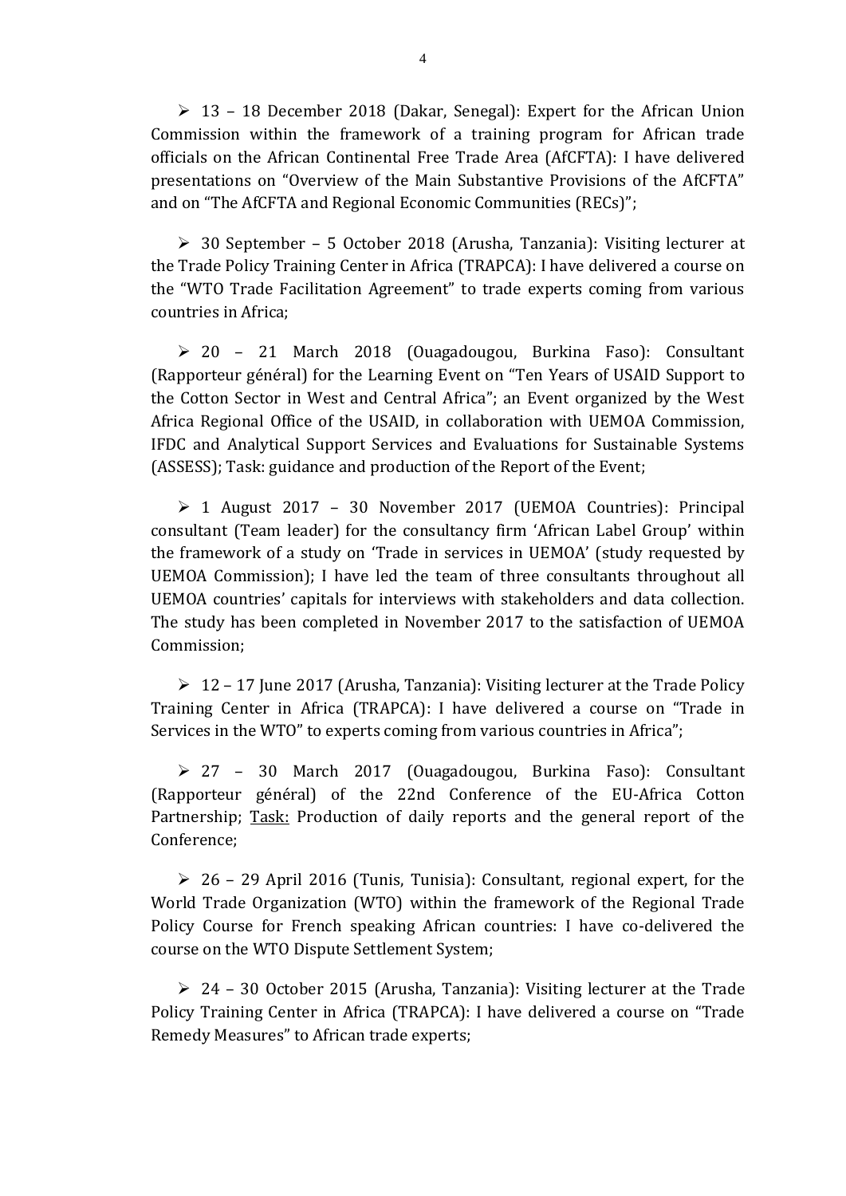- 13 – 18 December 2018 (Dakar, Senegal): Expert for the African Union Commission within the framework of a training program for African trade officials on the African Continental Free Trade Area (AfCFTA): I have delivered presentations on "Overview of the Main Substantive Provisions of the AfCFTA" and on "The AfCFTA and Regional Economic Communities (RECs)";

- 30 September – 5 October 2018 (Arusha, Tanzania): Visiting lecturer at the Trade Policy Training Center in Africa (TRAPCA): I have delivered a course on the "WTO Trade Facilitation Agreement" to trade experts coming from various countries in Africa;

- 20 – 21 March 2018 (Ouagadougou, Burkina Faso): Consultant (Rapporteur général) for the Learning Event on "Ten Years of USAID Support to the Cotton Sector in West and Central Africa"; an Event organized by the West Africa Regional Office of the USAID, in collaboration with UEMOA Commission, IFDC and Analytical Support Services and Evaluations for Sustainable Systems (ASSESS); Task: guidance and production of the Report of the Event;

- 1 August 2017 – 30 November 2017 (UEMOA Countries): Principal consultant (Team leader) for the consultancy firm 'African Label Group' within the framework of a study on 'Trade in services in UEMOA' (study requested by UEMOA Commission); I have led the team of three consultants throughout all UEMOA countries' capitals for interviews with stakeholders and data collection. The study has been completed in November 2017 to the satisfaction of UEMOA Commission;

- 12 – 17 June 2017 (Arusha, Tanzania): Visiting lecturer at the Trade Policy Training Center in Africa (TRAPCA): I have delivered a course on "Trade in Services in the WTO" to experts coming from various countries in Africa";

- 27 – 30 March 2017 (Ouagadougou, Burkina Faso): Consultant (Rapporteur général) of the 22nd Conference of the EU-Africa Cotton Partnership; Task: Production of daily reports and the general report of the Conference;

- 26 – 29 April 2016 (Tunis, Tunisia): Consultant, regional expert, for the World Trade Organization (WTO) within the framework of the Regional Trade Policy Course for French speaking African countries: I have co-delivered the course on the WTO Dispute Settlement System;

- 24 – 30 October 2015 (Arusha, Tanzania): Visiting lecturer at the Trade Policy Training Center in Africa (TRAPCA): I have delivered a course on "Trade Remedy Measures" to African trade experts;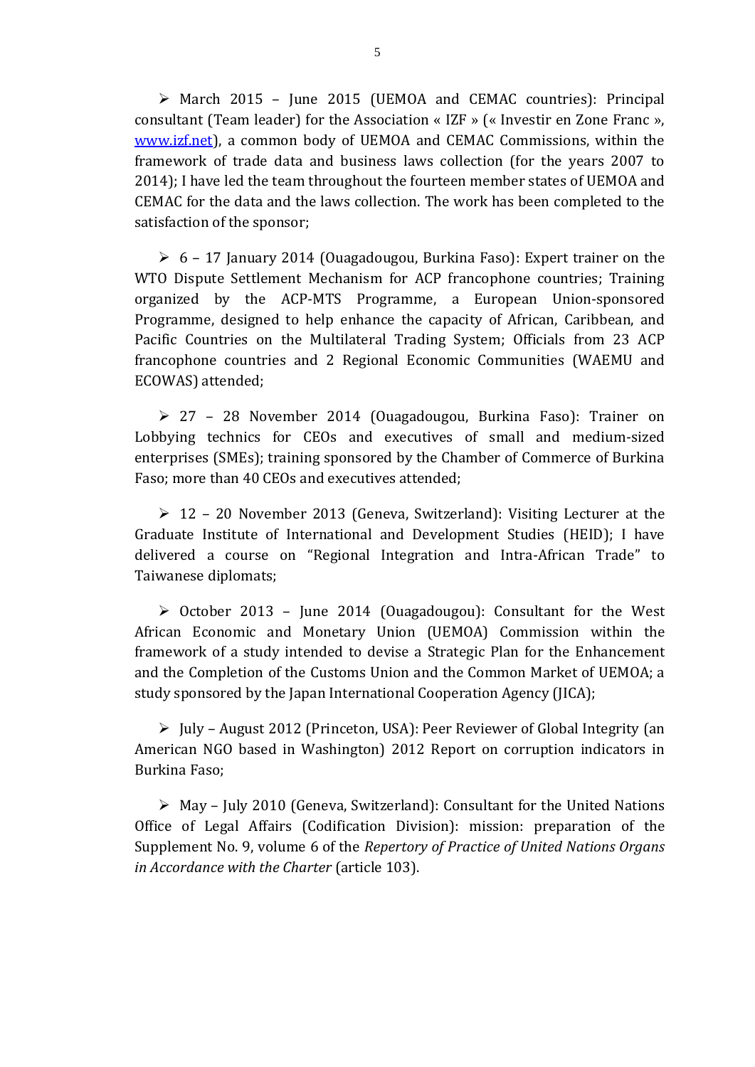- March 2015 – June 2015 (UEMOA and CEMAC countries): Principal consultant (Team leader) for the Association « IZF » (« Investir en Zone Franc », [www.izf.net](www.izf.net)), a common body of UEMOA and CEMAC Commissions, within the framework of trade data and business laws collection (for the years 2007 to 2014); I have led the team throughout the fourteen member states of UEMOA and CEMAC for the data and the laws collection. The work has been completed to the satisfaction of the sponsor;

- 6 – 17 January 2014 (Ouagadougou, Burkina Faso): Expert trainer on the WTO Dispute Settlement Mechanism for ACP francophone countries; Training organized by the ACP-MTS Programme, a European Union-sponsored Programme, designed to help enhance the capacity of African, Caribbean, and Pacific Countries on the Multilateral Trading System; Officials from 23 ACP francophone countries and 2 Regional Economic Communities (WAEMU and ECOWAS) attended;

- 27 – 28 November 2014 (Ouagadougou, Burkina Faso): Trainer on Lobbying technics for CEOs and executives of small and medium-sized enterprises (SMEs); training sponsored by the Chamber of Commerce of Burkina Faso; more than 40 CEOs and executives attended;

- 12 – 20 November 2013 (Geneva, Switzerland): Visiting Lecturer at the Graduate Institute of International and Development Studies (HEID); I have delivered a course on “Regional Integration and Intra-African Trade” to Taiwanese diplomats;

- October 2013 – June 2014 (Ouagadougou): Consultant for the West African Economic and Monetary Union (UEMOA) Commission within the framework of a study intended to devise a Strategic Plan for the Enhancement and the Completion of the Customs Union and the Common Market of UEMOA; a study sponsored by the Japan International Cooperation Agency (JICA);

- July – August 2012 (Princeton, USA): Peer Reviewer of Global Integrity (an American NGO based in Washington) 2012 Report on corruption indicators in Burkina Faso;

- May – July 2010 (Geneva, Switzerland): Consultant for the United Nations Office of Legal Affairs (Codification Division): mission: preparation of the Supplement No. 9, volume 6 of the *Repertory of Practice of United Nations Organs in Accordance with the Charter* (article 103).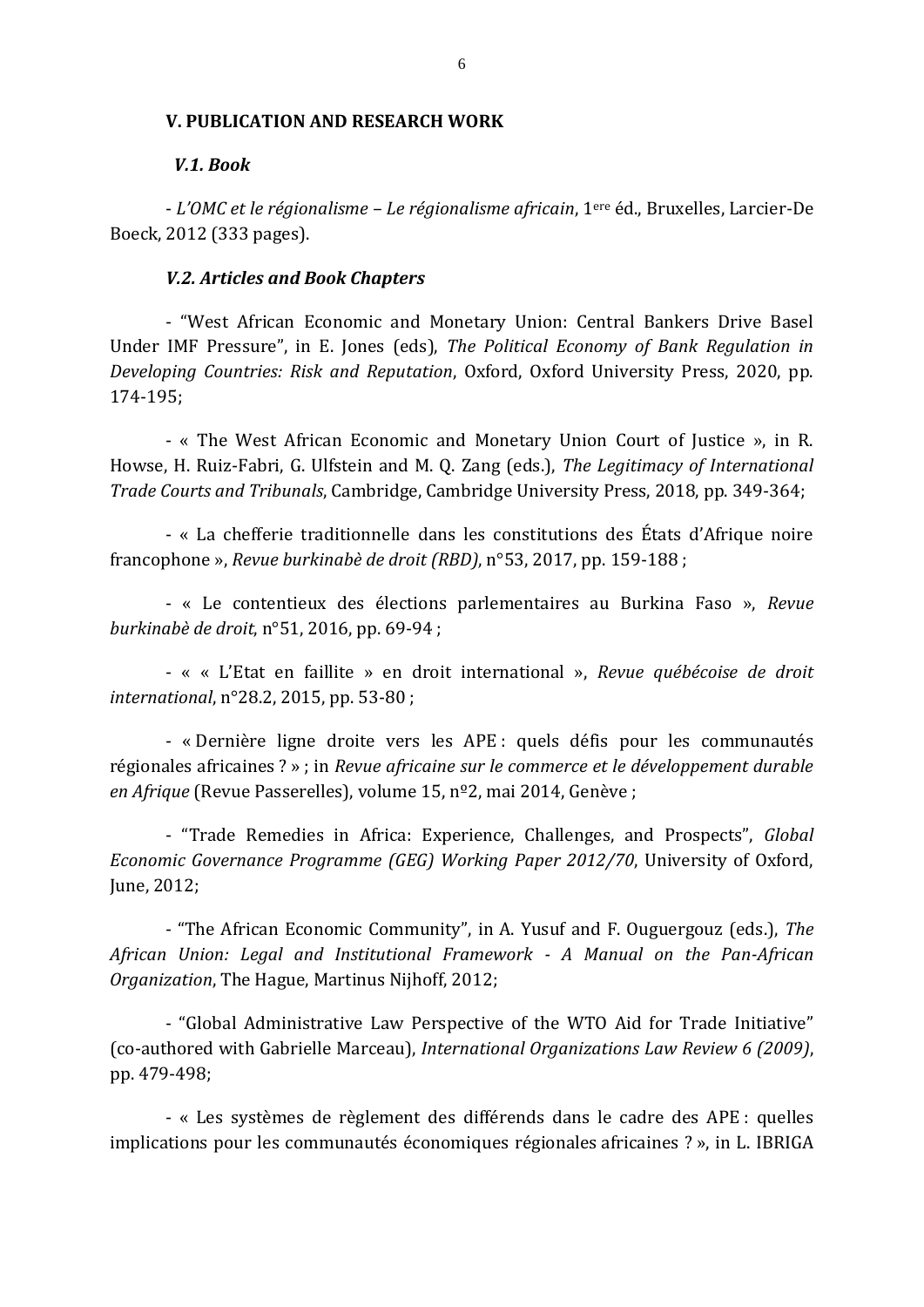### V. PUBLICATION AND RESEARCH WORK

#### *V.1. Book*

- *L'OMC et le régionalisme – Le régionalisme africain*, 1ere éd., Bruxelles, Larcier-De Boeck, 2012 (333 pages).

#### *V.2. Articles and Book Chapters*

- "West African Economic and Monetary Union: Central Bankers Drive Basel Under IMF Pressure", in E. Jones (eds), *The Political Economy of Bank Regulation in Developing Countries: Risk and Reputation*, Oxford, Oxford University Press, 2020, pp. 174-195;

- « The West African Economic and Monetary Union Court of Justice », in R. Howse, H. Ruiz-Fabri, G. Ulfstein and M. Q. Zang (eds.), *The Legitimacy of International Trade Courts and Tribunals*, Cambridge, Cambridge University Press, 2018, pp. 349-364;

- « La chefferie traditionnelle dans les constitutions des États d'Afrique noire francophone », *Revue burkinabè de droit (RBD)*, n°53, 2017, pp. 159-188 ;

- « Le contentieux des élections parlementaires au Burkina Faso », *Revue burkinabè de droit*, n°51, 2016, pp. 69-94 ;

- « « L'Etat en faillite » en droit international », *Revue québécoise de droit international*, n°28.2, 2015, pp. 53-80 ;

- « Dernière ligne droite vers les APE : quels défis pour les communautés régionales africaines ? » ; in *Revue africaine sur le commerce et le développement durable en Afrique* (Revue Passerelles), volume 15, nº2, mai 2014, Genève ;

- "Trade Remedies in Africa: Experience, Challenges, and Prospects", *Global Economic Governance Programme (GEG) Working Paper 2012/70*, University of Oxford, June, 2012;

- "The African Economic Community", in A. Yusuf and F. Ouguergouz (eds.), *The African Union: Legal and Institutional Framework - A Manual on the Pan-African Organization*, The Hague, Martinus Nijhoff, 2012;

- "Global Administrative Law Perspective of the WTO Aid for Trade Initiative" (co-authored with Gabrielle Marceau), *International Organizations Law Review 6 (2009)*, pp. 479-498;

- « Les systèmes de règlement des différends dans le cadre des APE : quelles implications pour les communautés économiques régionales africaines ? », in L. IBRIGA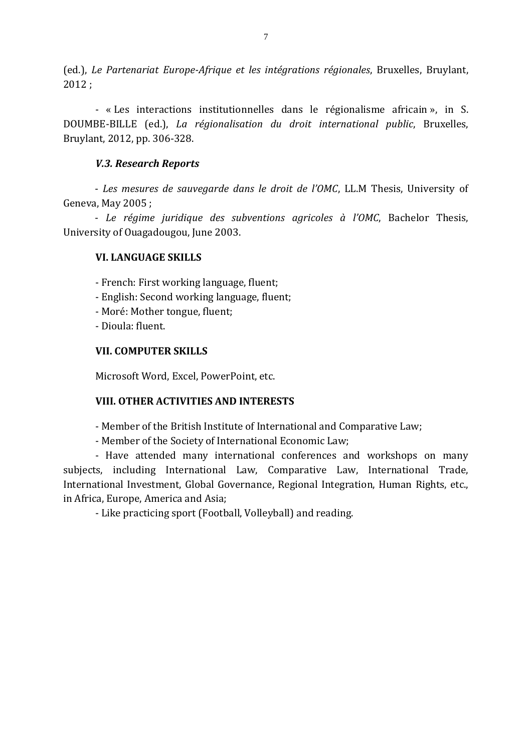(ed.), *Le Partenariat Europe-Afrique et les intégrations régionales*, Bruxelles, Bruylant, 2012 ;

- « Les interactions institutionnelles dans le régionalisme africain », in S. DOUMBE-BILLE (ed.), *La régionalisation du droit international public*, Bruxelles, Bruylant, 2012, pp. 306-328.

### *V.3. Research Reports*

- *Les mesures de sauvegarde dans le droit de l'OMC*, LL.M Thesis, University of Geneva, May 2005 ;
- *Le régime juridique des subventions agricoles à l'OMC*, Bachelor Thesis, University of Ouagadougou, June 2003.

## VI. LANGUAGE SKILLS

- French: First working language, fluent;
- English: Second working language, fluent;
- Moré: Mother tongue, fluent;
- Dioula: fluent.

## VII. COMPUTER SKILLS

Microsoft Word, Excel, PowerPoint, etc.

## VIII. OTHER ACTIVITIES AND INTERESTS

- Member of the British Institute of International and Comparative Law;
- Member of the Society of International Economic Law;
- Have attended many international conferences and workshops on many subjects, including International Law, Comparative Law, International Trade, International Investment, Global Governance, Regional Integration, Human Rights, etc., in Africa, Europe, America and Asia;
- Like practicing sport (Football, Volleyball) and reading.